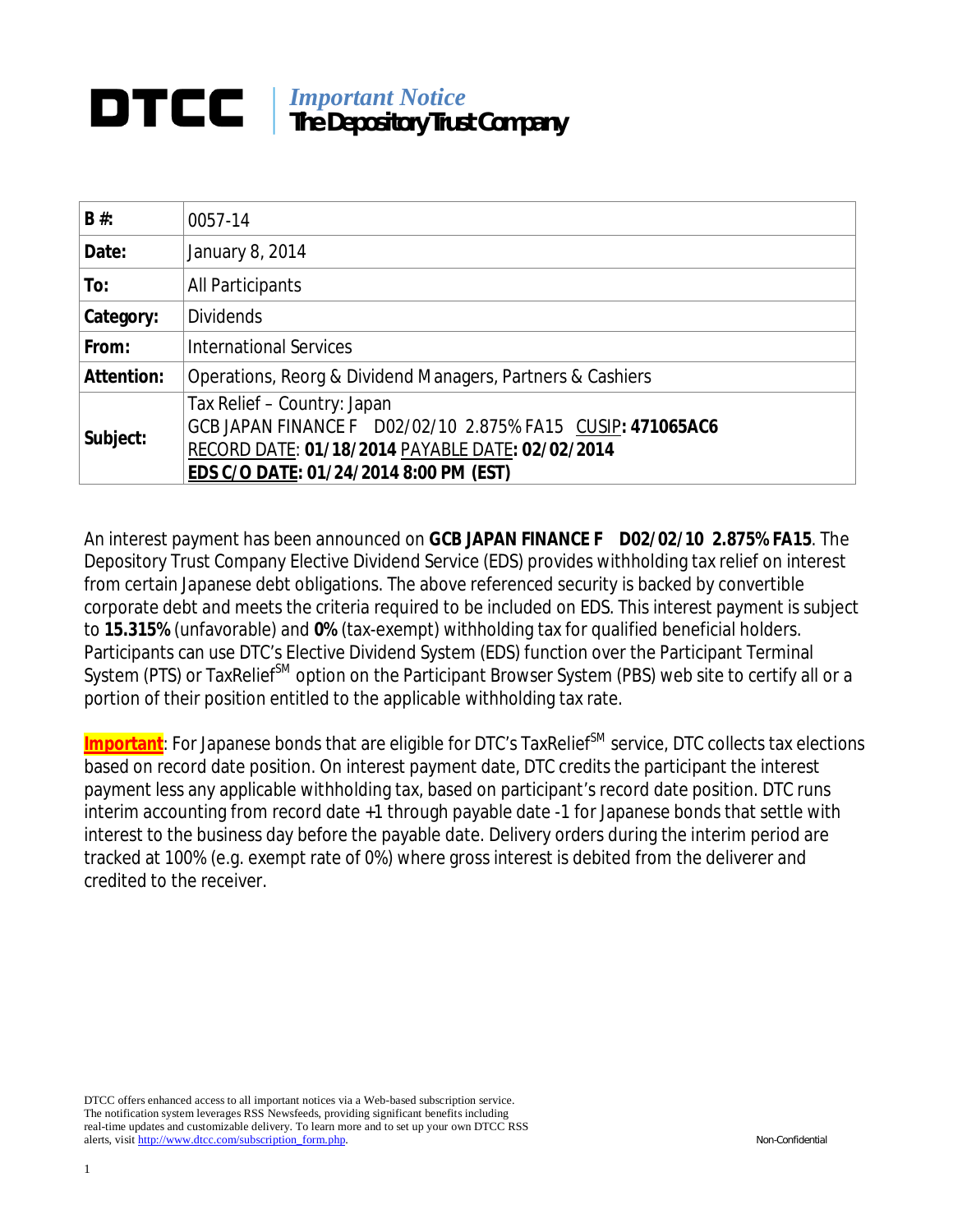# DTCC | *Important Notice* **The Depository Trust Company**

| **B #:** | 0057-14 |
|---|---|
| **Date:** | January 8, 2014 |
| **To:** | All Participants |
| **Category:** | Dividends |
| **From:** | International Services |
| **Attention:** | Operations, Reorg & Dividend Managers, Partners & Cashiers |
| **Subject:** | Tax Relief – Country: Japan<br>GCB JAPAN FINANCE F D02/02/10 2.875% FA15 CUSIP**: 471065AC6**<br>RECORD DATE: **01/18/2014** PAYABLE DATE**: 02/02/2014**<br>**EDS C/O DATE: 01/24/2014 8:00 PM (EST)** |

An interest payment has been announced on **GCB JAPAN FINANCE F D02/02/10 2.875% FA15**. The Depository Trust Company Elective Dividend Service (EDS) provides withholding tax relief on interest from certain Japanese debt obligations. The above referenced security is backed by convertible corporate debt and meets the criteria required to be included on EDS. This interest payment is subject to **15.315%** (unfavorable) and **0%** (tax-exempt) withholding tax for qualified beneficial holders. Participants can use DTC's Elective Dividend System (EDS) function over the Participant Terminal System (PTS) or TaxRelief[SM] option on the Participant Browser System (PBS) web site to certify all or a portion of their position entitled to the applicable withholding tax rate.

**Important**: For Japanese bonds that are eligible for DTC's TaxRelief[SM] service, DTC collects tax elections based on record date position. On interest payment date, DTC credits the participant the interest payment less any applicable withholding tax, based on participant's record date position. DTC runs interim accounting from record date +1 through payable date -1 for Japanese bonds that settle with interest to the business day before the payable date. Delivery orders during the interim period are tracked at 100% (e.g. exempt rate of 0%) where gross interest is debited from the deliverer and credited to the receiver.

DTCC offers enhanced access to all important notices via a Web-based subscription service. The notification system leverages RSS Newsfeeds, providing significant benefits including real-time updates and customizable delivery. To learn more and to set up your own DTCC RSS alerts, visit http://www.dtcc.com/subscription_form.php.

Non-Confidential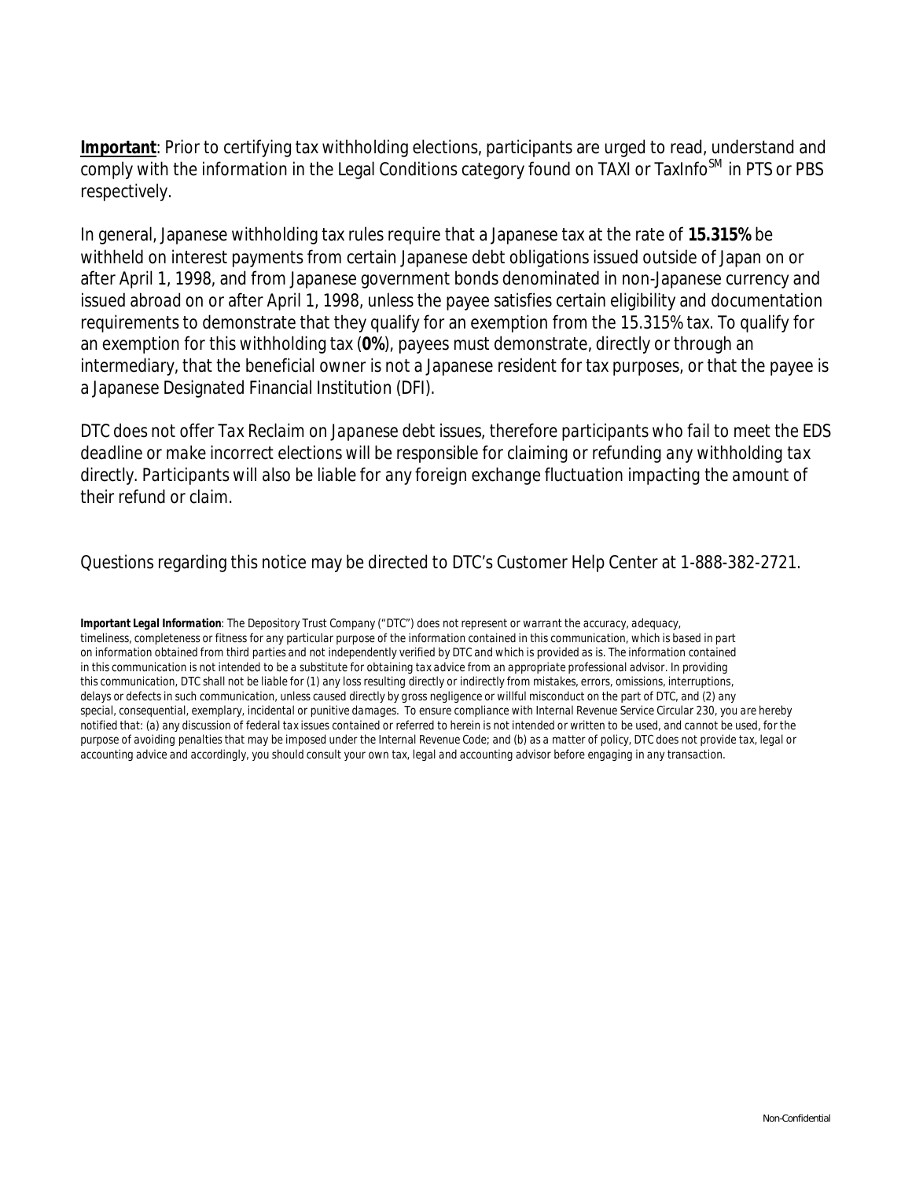**Important**: Prior to certifying tax withholding elections, participants are urged to read, understand and comply with the information in the Legal Conditions category found on TAXI or TaxInfo℠ in PTS or PBS respectively.

In general, Japanese withholding tax rules require that a Japanese tax at the rate of **15.315%** be withheld on interest payments from certain Japanese debt obligations issued outside of Japan on or after April 1, 1998, and from Japanese government bonds denominated in non-Japanese currency and issued abroad on or after April 1, 1998, unless the payee satisfies certain eligibility and documentation requirements to demonstrate that they qualify for an exemption from the 15.315% tax. To qualify for an exemption for this withholding tax (**0%**), payees must demonstrate, directly or through an intermediary, that the beneficial owner is not a Japanese resident for tax purposes, or that the payee is a Japanese Designated Financial Institution (DFI).

*DTC does not offer Tax Reclaim on Japanese debt issues, therefore participants who fail to meet the EDS deadline or make incorrect elections will be responsible for claiming or refunding any withholding tax directly. Participants will also be liable for any foreign exchange fluctuation impacting the amount of their refund or claim.*

Questions regarding this notice may be directed to DTC's Customer Help Center at 1-888-382-2721.

***Important Legal Information***: *The Depository Trust Company ("DTC") does not represent or warrant the accuracy, adequacy, timeliness, completeness or fitness for any particular purpose of the information contained in this communication, which is based in part on information obtained from third parties and not independently verified by DTC and which is provided as is. The information contained in this communication is not intended to be a substitute for obtaining tax advice from an appropriate professional advisor. In providing this communication, DTC shall not be liable for (1) any loss resulting directly or indirectly from mistakes, errors, omissions, interruptions, delays or defects in such communication, unless caused directly by gross negligence or willful misconduct on the part of DTC, and (2) any special, consequential, exemplary, incidental or punitive damages. To ensure compliance with Internal Revenue Service Circular 230, you are hereby notified that: (a) any discussion of federal tax issues contained or referred to herein is not intended or written to be used, and cannot be used, for the purpose of avoiding penalties that may be imposed under the Internal Revenue Code; and (b) as a matter of policy, DTC does not provide tax, legal or accounting advice and accordingly, you should consult your own tax, legal and accounting advisor before engaging in any transaction.*

Non-Confidential